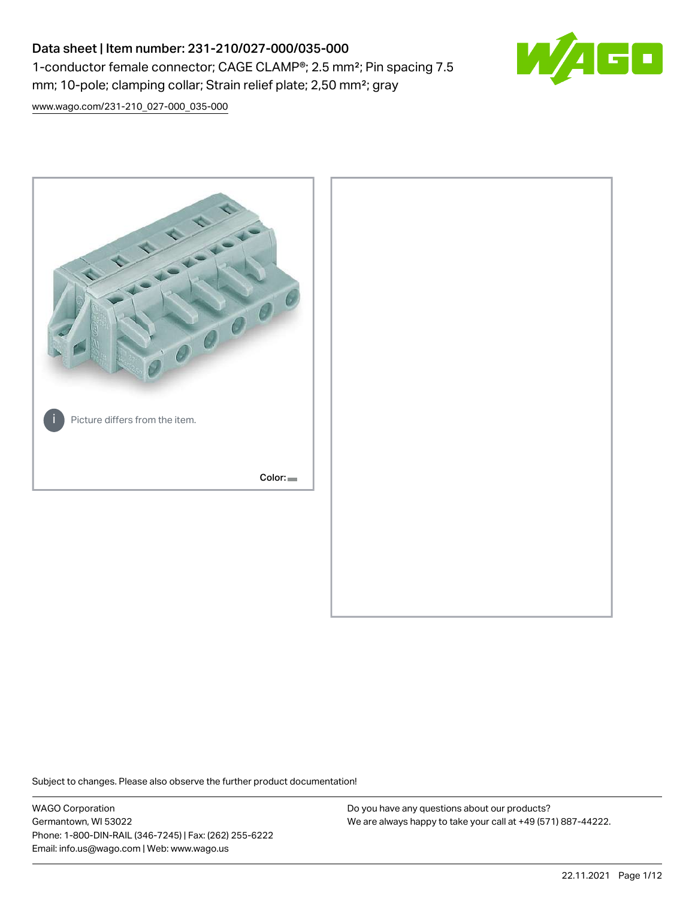# Data sheet | Item number: 231-210/027-000/035-000

1-conductor female connector; CAGE CLAMP®; 2.5 mm²; Pin spacing 7.5 mm; 10-pole; clamping collar; Strain relief plate; 2,50 mm²; gray

www.wago.com/231-210_027-000_035-000

Picture differs from the item.

Color:

Subject to changes. Please also observe the further product documentation!

WAGO Corporation
Germantown, WI 53022
Phone: 1-800-DIN-RAIL (346-7245) | Fax: (262) 255-6222
Email: info.us@wago.com | Web: www.wago.us

Do you have any questions about our products?
We are always happy to take your call at +49 (571) 887-44222.

22.11.2021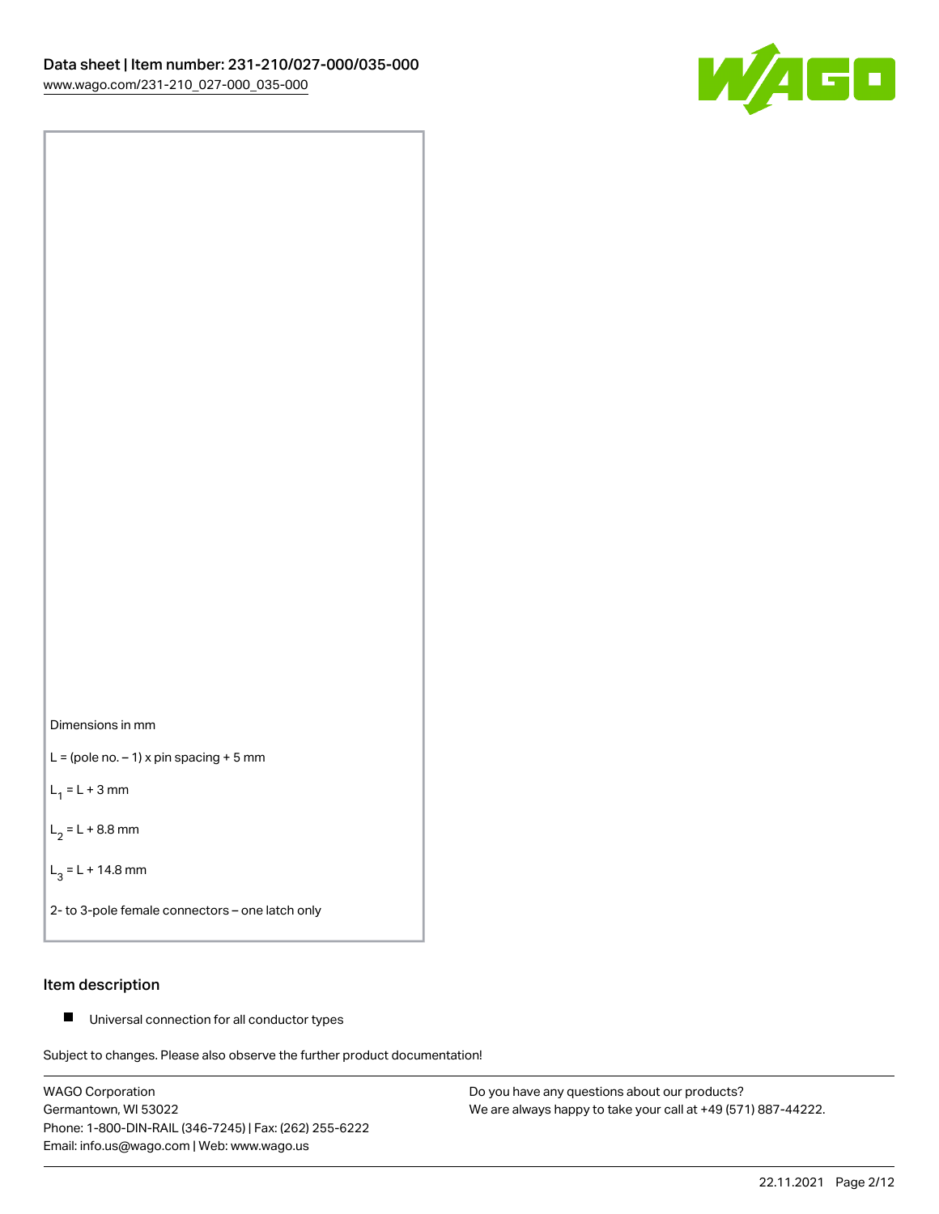Dimensions in mm

L = (pole no. – 1) x pin spacing + 5 mm

$L_1$ = L + 3 mm

$L_2$ = L + 8.8 mm

$L_3$ = L + 14.8 mm

2- to 3-pole female connectors – one latch only

## Item description

- Universal connection for all conductor types

Subject to changes. Please also observe the further product documentation!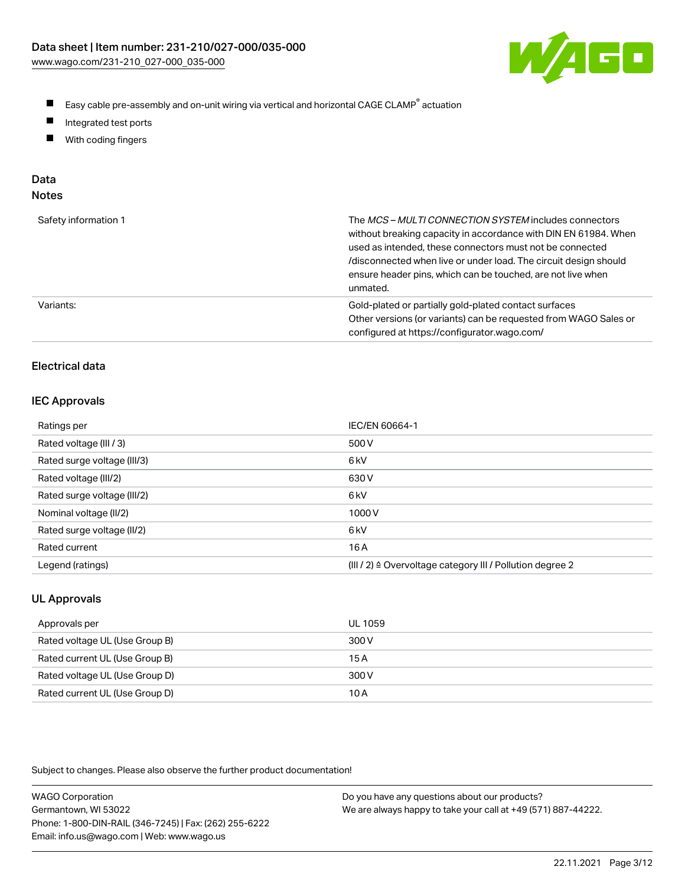- Easy cable pre-assembly and on-unit wiring via vertical and horizontal CAGE CLAMP® actuation
- Integrated test ports
- With coding fingers

## Data

### Notes

| | |
|---|---|
| Safety information 1 | The *MCS – MULTI CONNECTION SYSTEM* includes connectors without breaking capacity in accordance with DIN EN 61984. When used as intended, these connectors must not be connected /disconnected when live or under load. The circuit design should ensure header pins, which can be touched, are not live when unmated. |
| Variants: | Gold-plated or partially gold-plated contact surfaces<br>Other versions (or variants) can be requested from WAGO Sales or configured at https://configurator.wago.com/ |

### Electrical data

### IEC Approvals

| | |
|---|---|
| Ratings per | IEC/EN 60664-1 |
| Rated voltage (III / 3) | 500 V |
| Rated surge voltage (III/3) | 6 kV |
| Rated voltage (III/2) | 630 V |
| Rated surge voltage (III/2) | 6 kV |
| Nominal voltage (II/2) | 1000 V |
| Rated surge voltage (II/2) | 6 kV |
| Rated current | 16 A |
| Legend (ratings) | (III / 2) ≙ Overvoltage category III / Pollution degree 2 |

### UL Approvals

| | |
|---|---|
| Approvals per | UL 1059 |
| Rated voltage UL (Use Group B) | 300 V |
| Rated current UL (Use Group B) | 15 A |
| Rated voltage UL (Use Group D) | 300 V |
| Rated current UL (Use Group D) | 10 A |

Subject to changes. Please also observe the further product documentation!

WAGO Corporation
Germantown, WI 53022
Phone: 1-800-DIN-RAIL (346-7245) | Fax: (262) 255-6222
Email: info.us@wago.com | Web: www.wago.us

Do you have any questions about our products?
We are always happy to take your call at +49 (571) 887-44222.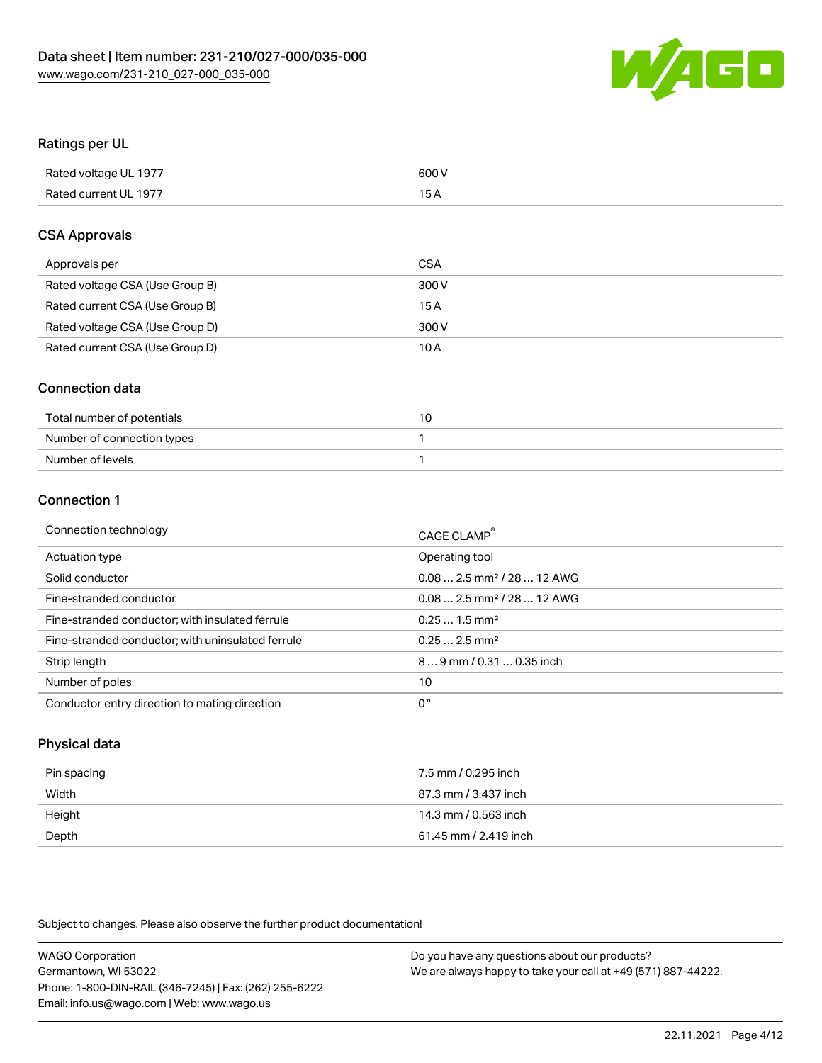## Ratings per UL

| | |
|---|---|
| Rated voltage UL 1977 | 600 V |
| Rated current UL 1977 | 15 A |

## CSA Approvals

| | |
|---|---|
| Approvals per | CSA |
| Rated voltage CSA (Use Group B) | 300 V |
| Rated current CSA (Use Group B) | 15 A |
| Rated voltage CSA (Use Group D) | 300 V |
| Rated current CSA (Use Group D) | 10 A |

## Connection data

| | |
|---|---|
| Total number of potentials | 10 |
| Number of connection types | 1 |
| Number of levels | 1 |

## Connection 1

| | |
|---|---|
| Connection technology | CAGE CLAMP® |
| Actuation type | Operating tool |
| Solid conductor | 0.08 … 2.5 mm² / 28 … 12 AWG |
| Fine-stranded conductor | 0.08 … 2.5 mm² / 28 … 12 AWG |
| Fine-stranded conductor; with insulated ferrule | 0.25 … 1.5 mm² |
| Fine-stranded conductor; with uninsulated ferrule | 0.25 … 2.5 mm² |
| Strip length | 8 … 9 mm / 0.31 … 0.35 inch |
| Number of poles | 10 |
| Conductor entry direction to mating direction | 0° |

## Physical data

| | |
|---|---|
| Pin spacing | 7.5 mm / 0.295 inch |
| Width | 87.3 mm / 3.437 inch |
| Height | 14.3 mm / 0.563 inch |
| Depth | 61.45 mm / 2.419 inch |

Subject to changes. Please also observe the further product documentation!

WAGO Corporation
Germantown, WI 53022
Phone: 1-800-DIN-RAIL (346-7245) | Fax: (262) 255-6222
Email: info.us@wago.com | Web: www.wago.us

Do you have any questions about our products?
We are always happy to take your call at +49 (571) 887-44222.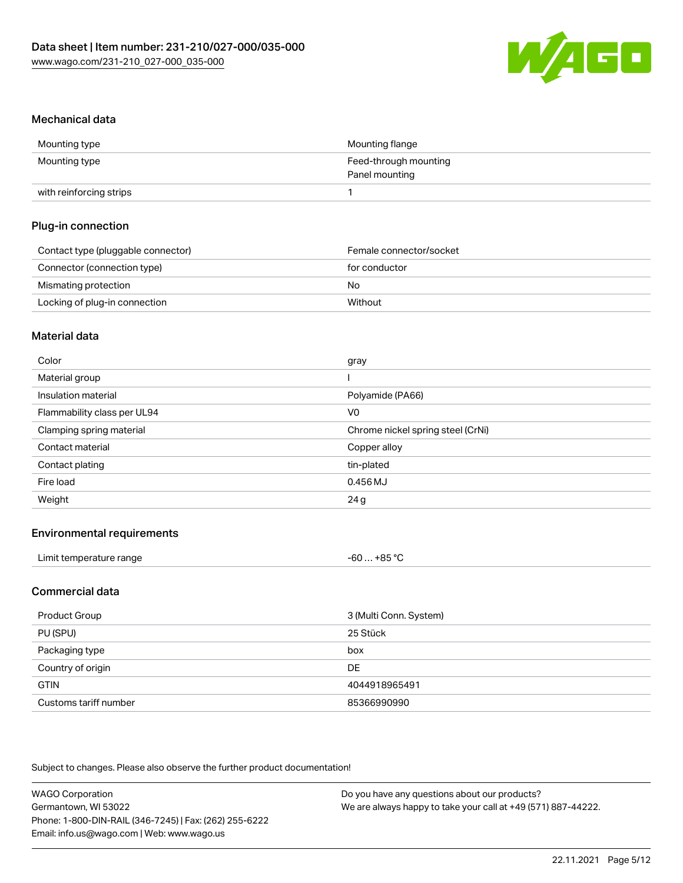## Mechanical data

| | |
|---|---|
| Mounting type | Mounting flange |
| Mounting type | Feed-through mounting<br>Panel mounting |
| with reinforcing strips | 1 |

## Plug-in connection

| | |
|---|---|
| Contact type (pluggable connector) | Female connector/socket |
| Connector (connection type) | for conductor |
| Mismating protection | No |
| Locking of plug-in connection | Without |

## Material data

| | |
|---|---|
| Color | gray |
| Material group | I |
| Insulation material | Polyamide (PA66) |
| Flammability class per UL94 | V0 |
| Clamping spring material | Chrome nickel spring steel (CrNi) |
| Contact material | Copper alloy |
| Contact plating | tin-plated |
| Fire load | 0.456 MJ |
| Weight | 24 g |

## Environmental requirements

| | |
|---|---|
| Limit temperature range | -60 … +85 °C |

## Commercial data

| | |
|---|---|
| Product Group | 3 (Multi Conn. System) |
| PU (SPU) | 25 Stück |
| Packaging type | box |
| Country of origin | DE |
| GTIN | 4044918965491 |
| Customs tariff number | 85366990990 |

Subject to changes. Please also observe the further product documentation!

WAGO Corporation
Germantown, WI 53022
Phone: 1-800-DIN-RAIL (346-7245) | Fax: (262) 255-6222
Email: info.us@wago.com | Web: www.wago.us

Do you have any questions about our products?
We are always happy to take your call at +49 (571) 887-44222.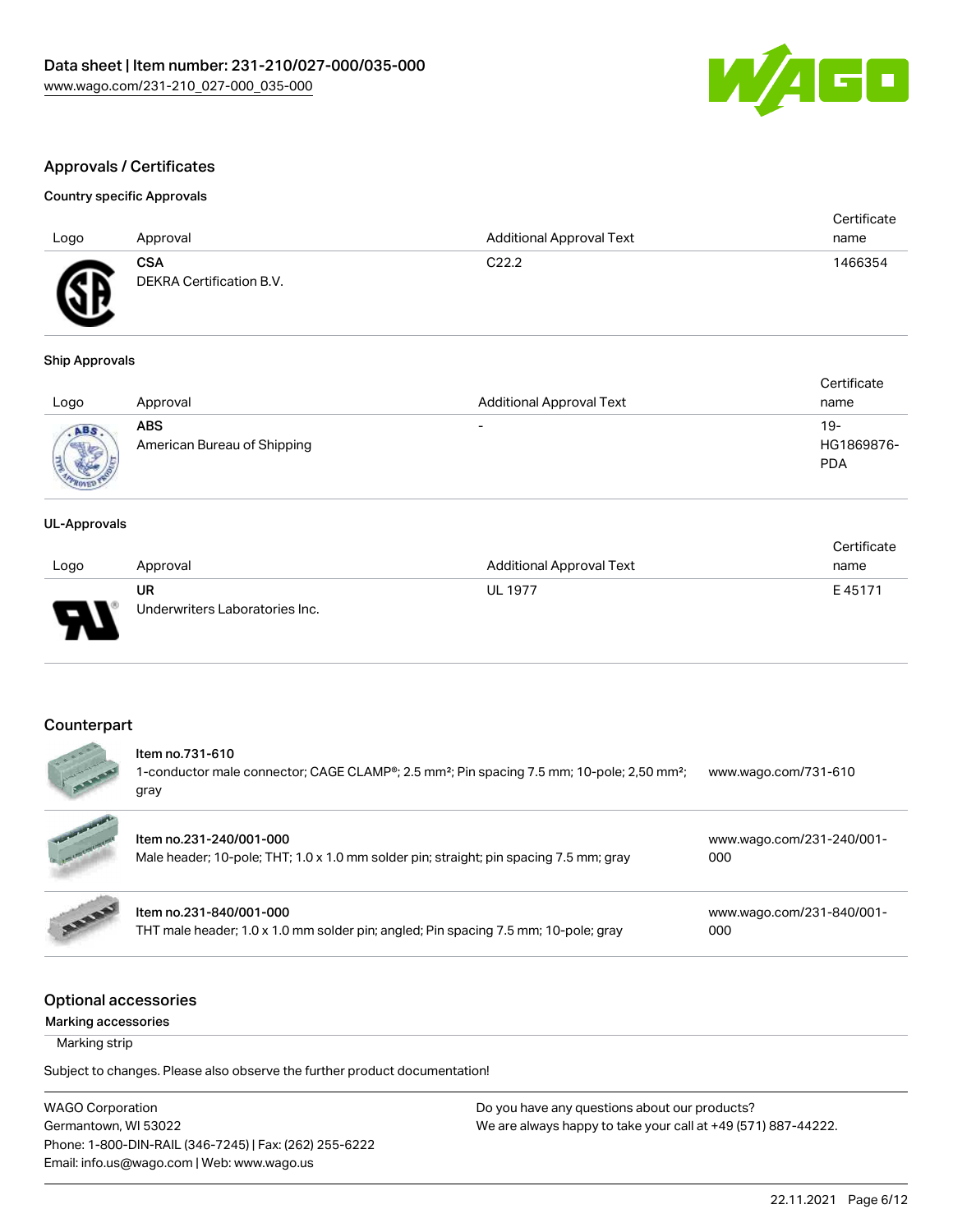## Approvals / Certificates

### Country specific Approvals

| Logo | Approval | Additional Approval Text | Certificate name |
|---|---|---|---|
| | **CSA** DEKRA Certification B.V. | C22.2 | 1466354 |

### Ship Approvals

| Logo | Approval | Additional Approval Text | Certificate name |
|---|---|---|---|
| | **ABS** American Bureau of Shipping | - | 19-HG1869876-PDA |

### UL-Approvals

| Logo | Approval | Additional Approval Text | Certificate name |
|---|---|---|---|
| | **UR** Underwriters Laboratories Inc. | UL 1977 | E 45171 |

## Counterpart

| | Item | Link |
|---|---|---|
| | Item no.731-610<br>1-conductor male connector; CAGE CLAMP®; 2.5 mm²; Pin spacing 7.5 mm; 10-pole; 2,50 mm²; gray | www.wago.com/731-610 |
| | Item no.231-240/001-000<br>Male header; 10-pole; THT; 1.0 x 1.0 mm solder pin; straight; pin spacing 7.5 mm; gray | www.wago.com/231-240/001-000 |
| | Item no.231-840/001-000<br>THT male header; 1.0 x 1.0 mm solder pin; angled; Pin spacing 7.5 mm; 10-pole; gray | www.wago.com/231-840/001-000 |

## Optional accessories

### Marking accessories

Marking strip

Subject to changes. Please also observe the further product documentation!

WAGO Corporation
Germantown, WI 53022
Phone: 1-800-DIN-RAIL (346-7245) | Fax: (262) 255-6222
Email: info.us@wago.com | Web: www.wago.us

Do you have any questions about our products?
We are always happy to take your call at +49 (571) 887-44222.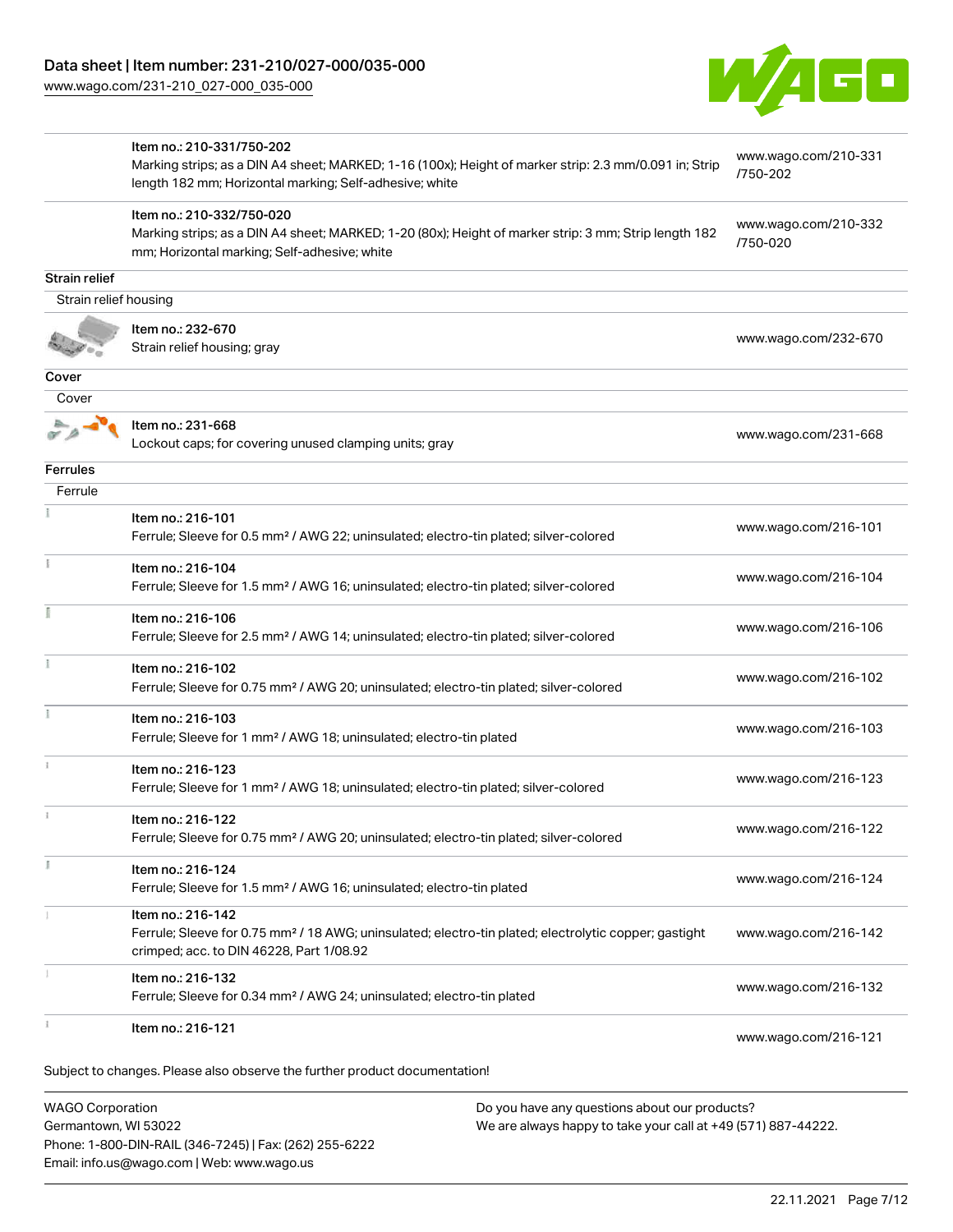| | | |
|---|---|---|
| | Item no.: 210-331/750-202<br>Marking strips; as a DIN A4 sheet; MARKED; 1-16 (100x); Height of marker strip: 2.3 mm/0.091 in; Strip length 182 mm; Horizontal marking; Self-adhesive; white | www.wago.com/210-331/750-202 |
| | Item no.: 210-332/750-020<br>Marking strips; as a DIN A4 sheet; MARKED; 1-20 (80x); Height of marker strip: 3 mm; Strip length 182 mm; Horizontal marking; Self-adhesive; white | www.wago.com/210-332/750-020 |

**Strain relief**

Strain relief housing

| | | |
|---|---|---|
| | Item no.: 232-670<br>Strain relief housing; gray | www.wago.com/232-670 |

**Cover**

Cover

| | | |
|---|---|---|
| | Item no.: 231-668<br>Lockout caps; for covering unused clamping units; gray | www.wago.com/231-668 |

**Ferrules**

Ferrule

| | | |
|---|---|---|
| | Item no.: 216-101<br>Ferrule; Sleeve for 0.5 mm² / AWG 22; uninsulated; electro-tin plated; silver-colored | www.wago.com/216-101 |
| | Item no.: 216-104<br>Ferrule; Sleeve for 1.5 mm² / AWG 16; uninsulated; electro-tin plated; silver-colored | www.wago.com/216-104 |
| | Item no.: 216-106<br>Ferrule; Sleeve for 2.5 mm² / AWG 14; uninsulated; electro-tin plated; silver-colored | www.wago.com/216-106 |
| | Item no.: 216-102<br>Ferrule; Sleeve for 0.75 mm² / AWG 20; uninsulated; electro-tin plated; silver-colored | www.wago.com/216-102 |
| | Item no.: 216-103<br>Ferrule; Sleeve for 1 mm² / AWG 18; uninsulated; electro-tin plated | www.wago.com/216-103 |
| | Item no.: 216-123<br>Ferrule; Sleeve for 1 mm² / AWG 18; uninsulated; electro-tin plated; silver-colored | www.wago.com/216-123 |
| | Item no.: 216-122<br>Ferrule; Sleeve for 0.75 mm² / AWG 20; uninsulated; electro-tin plated; silver-colored | www.wago.com/216-122 |
| | Item no.: 216-124<br>Ferrule; Sleeve for 1.5 mm² / AWG 16; uninsulated; electro-tin plated | www.wago.com/216-124 |
| | Item no.: 216-142<br>Ferrule; Sleeve for 0.75 mm² / 18 AWG; uninsulated; electro-tin plated; electrolytic copper; gastight crimped; acc. to DIN 46228, Part 1/08.92 | www.wago.com/216-142 |
| | Item no.: 216-132<br>Ferrule; Sleeve for 0.34 mm² / AWG 24; uninsulated; electro-tin plated | www.wago.com/216-132 |
| | Item no.: 216-121 | www.wago.com/216-121 |

Subject to changes. Please also observe the further product documentation!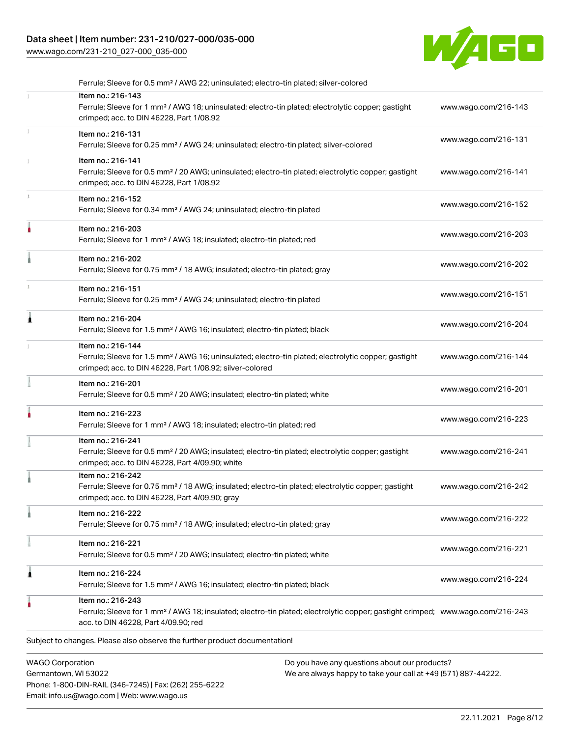Ferrule; Sleeve for 0.5 mm² / AWG 22; uninsulated; electro-tin plated; silver-colored

| Item | Link |
| --- | --- |
| Item no.: 216-143<br>Ferrule; Sleeve for 1 mm² / AWG 18; uninsulated; electro-tin plated; electrolytic copper; gastight crimped; acc. to DIN 46228, Part 1/08.92 | www.wago.com/216-143 |
| Item no.: 216-131<br>Ferrule; Sleeve for 0.25 mm² / AWG 24; uninsulated; electro-tin plated; silver-colored | www.wago.com/216-131 |
| Item no.: 216-141<br>Ferrule; Sleeve for 0.5 mm² / 20 AWG; uninsulated; electro-tin plated; electrolytic copper; gastight crimped; acc. to DIN 46228, Part 1/08.92 | www.wago.com/216-141 |
| Item no.: 216-152<br>Ferrule; Sleeve for 0.34 mm² / AWG 24; uninsulated; electro-tin plated | www.wago.com/216-152 |
| Item no.: 216-203<br>Ferrule; Sleeve for 1 mm² / AWG 18; insulated; electro-tin plated; red | www.wago.com/216-203 |
| Item no.: 216-202<br>Ferrule; Sleeve for 0.75 mm² / 18 AWG; insulated; electro-tin plated; gray | www.wago.com/216-202 |
| Item no.: 216-151<br>Ferrule; Sleeve for 0.25 mm² / AWG 24; uninsulated; electro-tin plated | www.wago.com/216-151 |
| Item no.: 216-204<br>Ferrule; Sleeve for 1.5 mm² / AWG 16; insulated; electro-tin plated; black | www.wago.com/216-204 |
| Item no.: 216-144<br>Ferrule; Sleeve for 1.5 mm² / AWG 16; uninsulated; electro-tin plated; electrolytic copper; gastight crimped; acc. to DIN 46228, Part 1/08.92; silver-colored | www.wago.com/216-144 |
| Item no.: 216-201<br>Ferrule; Sleeve for 0.5 mm² / 20 AWG; insulated; electro-tin plated; white | www.wago.com/216-201 |
| Item no.: 216-223<br>Ferrule; Sleeve for 1 mm² / AWG 18; insulated; electro-tin plated; red | www.wago.com/216-223 |
| Item no.: 216-241<br>Ferrule; Sleeve for 0.5 mm² / 20 AWG; insulated; electro-tin plated; electrolytic copper; gastight crimped; acc. to DIN 46228, Part 4/09.90; white | www.wago.com/216-241 |
| Item no.: 216-242<br>Ferrule; Sleeve for 0.75 mm² / 18 AWG; insulated; electro-tin plated; electrolytic copper; gastight crimped; acc. to DIN 46228, Part 4/09.90; gray | www.wago.com/216-242 |
| Item no.: 216-222<br>Ferrule; Sleeve for 0.75 mm² / 18 AWG; insulated; electro-tin plated; gray | www.wago.com/216-222 |
| Item no.: 216-221<br>Ferrule; Sleeve for 0.5 mm² / 20 AWG; insulated; electro-tin plated; white | www.wago.com/216-221 |
| Item no.: 216-224<br>Ferrule; Sleeve for 1.5 mm² / AWG 16; insulated; electro-tin plated; black | www.wago.com/216-224 |
| Item no.: 216-243<br>Ferrule; Sleeve for 1 mm² / AWG 18; insulated; electro-tin plated; electrolytic copper; gastight crimped; acc. to DIN 46228, Part 4/09.90; red | www.wago.com/216-243 |

Subject to changes. Please also observe the further product documentation!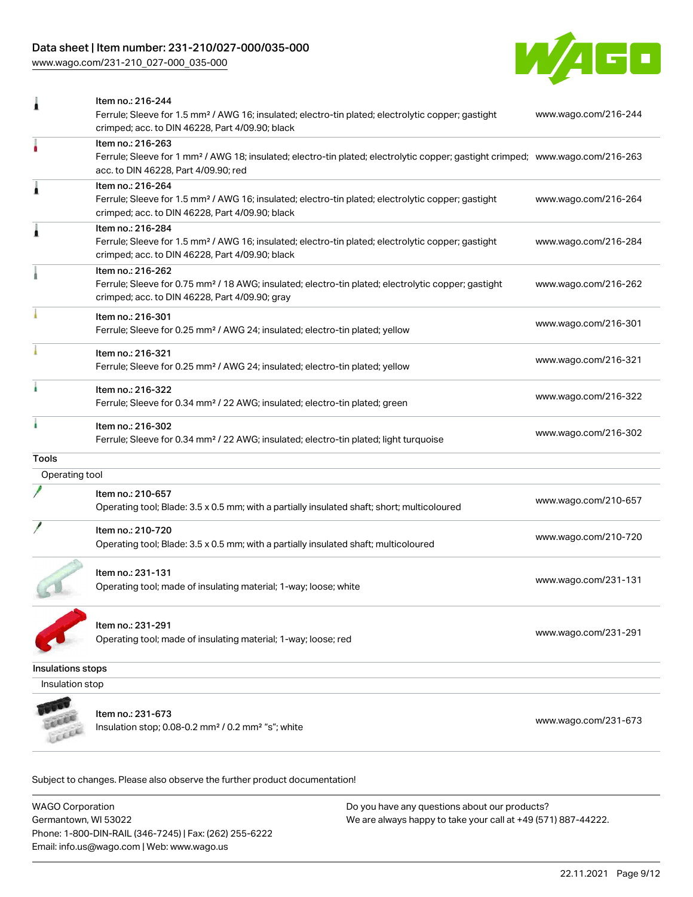| | | |
|---|---|---|
| | Item no.: 216-244<br>Ferrule; Sleeve for 1.5 mm² / AWG 16; insulated; electro-tin plated; electrolytic copper; gastight crimped; acc. to DIN 46228, Part 4/09.90; black | www.wago.com/216-244 |
| | Item no.: 216-263<br>Ferrule; Sleeve for 1 mm² / AWG 18; insulated; electro-tin plated; electrolytic copper; gastight crimped; acc. to DIN 46228, Part 4/09.90; red | www.wago.com/216-263 |
| | Item no.: 216-264<br>Ferrule; Sleeve for 1.5 mm² / AWG 16; insulated; electro-tin plated; electrolytic copper; gastight crimped; acc. to DIN 46228, Part 4/09.90; black | www.wago.com/216-264 |
| | Item no.: 216-284<br>Ferrule; Sleeve for 1.5 mm² / AWG 16; insulated; electro-tin plated; electrolytic copper; gastight crimped; acc. to DIN 46228, Part 4/09.90; black | www.wago.com/216-284 |
| | Item no.: 216-262<br>Ferrule; Sleeve for 0.75 mm² / 18 AWG; insulated; electro-tin plated; electrolytic copper; gastight crimped; acc. to DIN 46228, Part 4/09.90; gray | www.wago.com/216-262 |
| | Item no.: 216-301<br>Ferrule; Sleeve for 0.25 mm² / AWG 24; insulated; electro-tin plated; yellow | www.wago.com/216-301 |
| | Item no.: 216-321<br>Ferrule; Sleeve for 0.25 mm² / AWG 24; insulated; electro-tin plated; yellow | www.wago.com/216-321 |
| | Item no.: 216-322<br>Ferrule; Sleeve for 0.34 mm² / 22 AWG; insulated; electro-tin plated; green | www.wago.com/216-322 |
| | Item no.: 216-302<br>Ferrule; Sleeve for 0.34 mm² / 22 AWG; insulated; electro-tin plated; light turquoise | www.wago.com/216-302 |

**Tools**

Operating tool

| | | |
|---|---|---|
| | Item no.: 210-657<br>Operating tool; Blade: 3.5 x 0.5 mm; with a partially insulated shaft; short; multicoloured | www.wago.com/210-657 |
| | Item no.: 210-720<br>Operating tool; Blade: 3.5 x 0.5 mm; with a partially insulated shaft; multicoloured | www.wago.com/210-720 |
| | Item no.: 231-131<br>Operating tool; made of insulating material; 1-way; loose; white | www.wago.com/231-131 |
| | Item no.: 231-291<br>Operating tool; made of insulating material; 1-way; loose; red | www.wago.com/231-291 |

**Insulations stops**

Insulation stop

| | | |
|---|---|---|
| | Item no.: 231-673<br>Insulation stop; 0.08-0.2 mm² / 0.2 mm² "s"; white | www.wago.com/231-673 |

Subject to changes. Please also observe the further product documentation!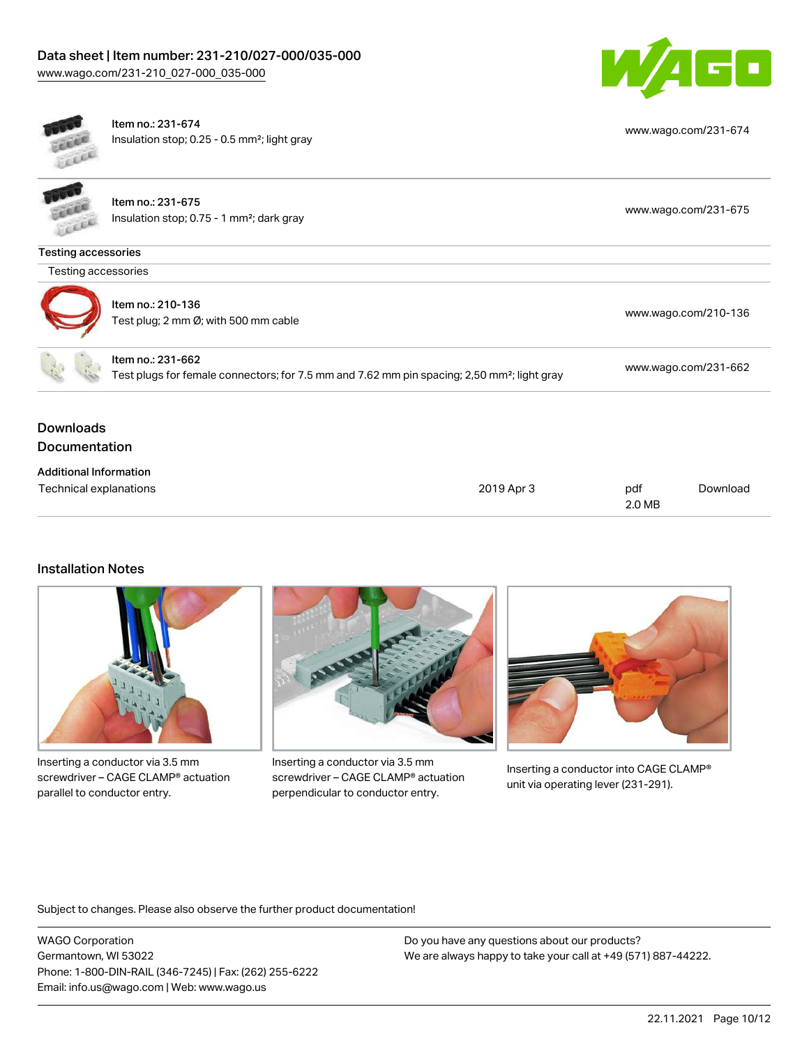| | | |
|---|---|---|
| | Item no.: 231-674<br>Insulation stop; 0.25 - 0.5 mm²; light gray | www.wago.com/231-674 |
| | Item no.: 231-675<br>Insulation stop; 0.75 - 1 mm²; dark gray | www.wago.com/231-675 |

### Testing accessories

Testing accessories

| | | |
|---|---|---|
| | Item no.: 210-136<br>Test plug; 2 mm Ø; with 500 mm cable | www.wago.com/210-136 |
| | Item no.: 231-662<br>Test plugs for female connectors; for 7.5 mm and 7.62 mm pin spacing; 2,50 mm²; light gray | www.wago.com/231-662 |

## Downloads

### Documentation

**Additional Information**

| | | | |
|---|---|---|---|
| Technical explanations | 2019 Apr 3 | pdf<br>2.0 MB | Download |

## Installation Notes

Inserting a conductor via 3.5 mm screwdriver – CAGE CLAMP® actuation parallel to conductor entry.

Inserting a conductor via 3.5 mm screwdriver – CAGE CLAMP® actuation perpendicular to conductor entry.

Inserting a conductor into CAGE CLAMP® unit via operating lever (231-291).

Subject to changes. Please also observe the further product documentation!

WAGO Corporation
Germantown, WI 53022
Phone: 1-800-DIN-RAIL (346-7245) | Fax: (262) 255-6222
Email: info.us@wago.com | Web: www.wago.us

Do you have any questions about our products?
We are always happy to take your call at +49 (571) 887-44222.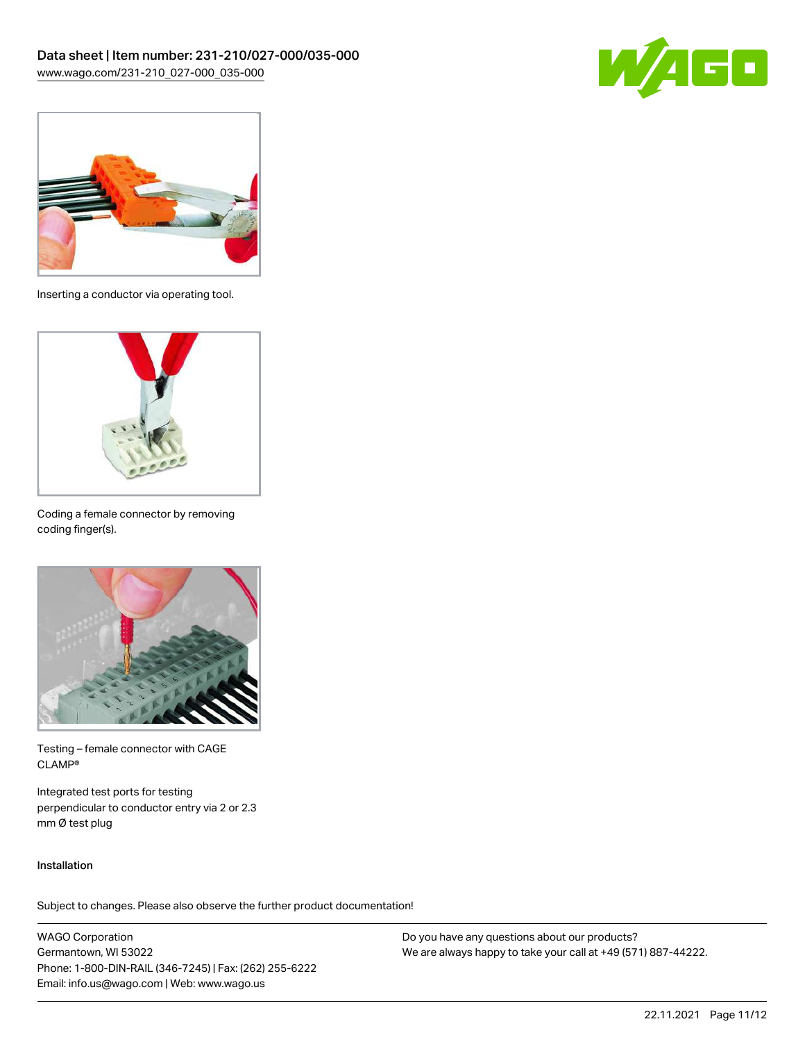Inserting a conductor via operating tool.

Coding a female connector by removing coding finger(s).

Testing – female connector with CAGE CLAMP®

Integrated test ports for testing perpendicular to conductor entry via 2 or 2.3 mm Ø test plug

Installation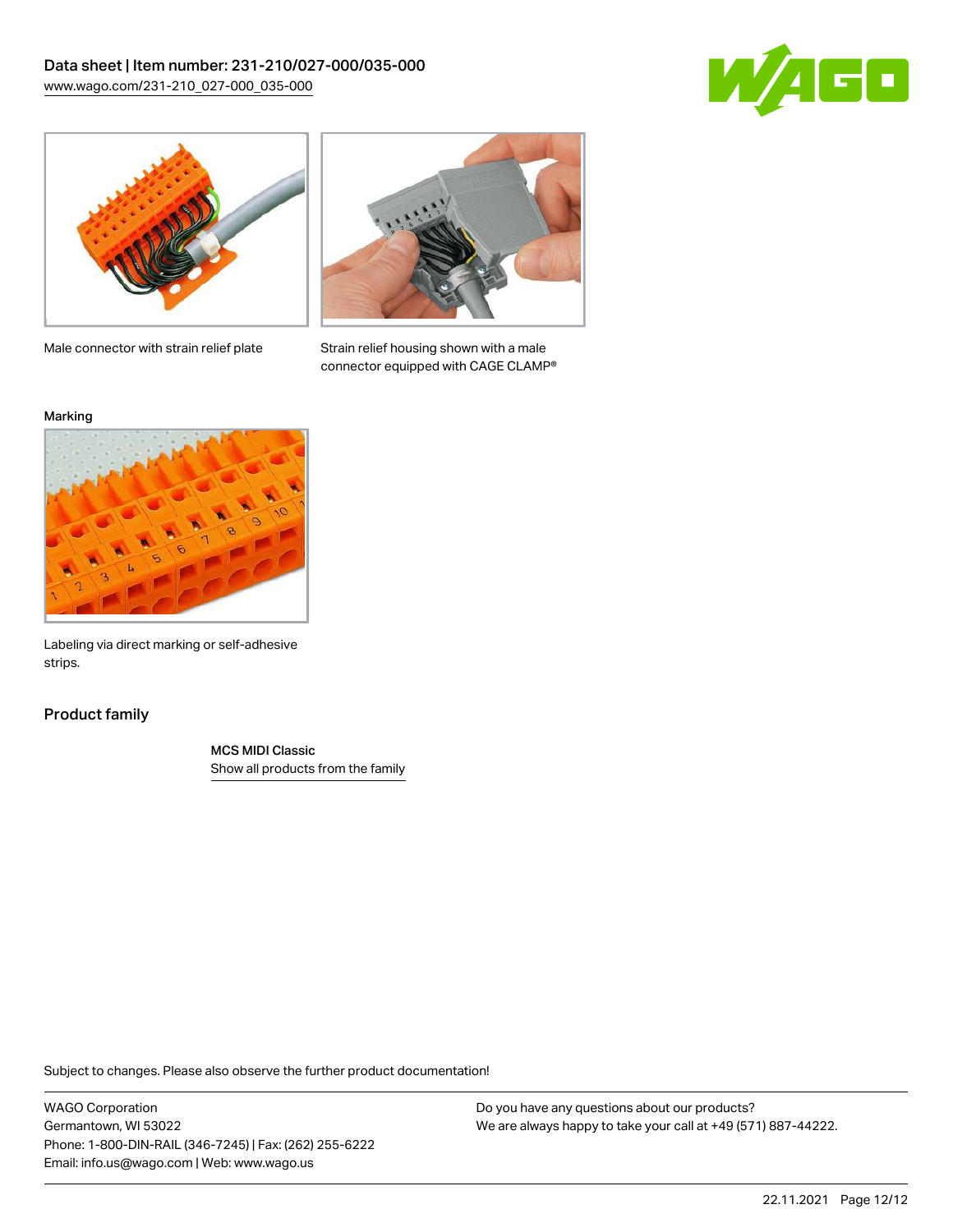Male connector with strain relief plate

Strain relief housing shown with a male connector equipped with CAGE CLAMP®

Marking

Labeling via direct marking or self-adhesive strips.

## Product family

MCS MIDI Classic
Show all products from the family

Subject to changes. Please also observe the further product documentation!

WAGO Corporation
Germantown, WI 53022
Phone: 1-800-DIN-RAIL (346-7245) | Fax: (262) 255-6222
Email: info.us@wago.com | Web: www.wago.us

Do you have any questions about our products?
We are always happy to take your call at +49 (571) 887-44222.